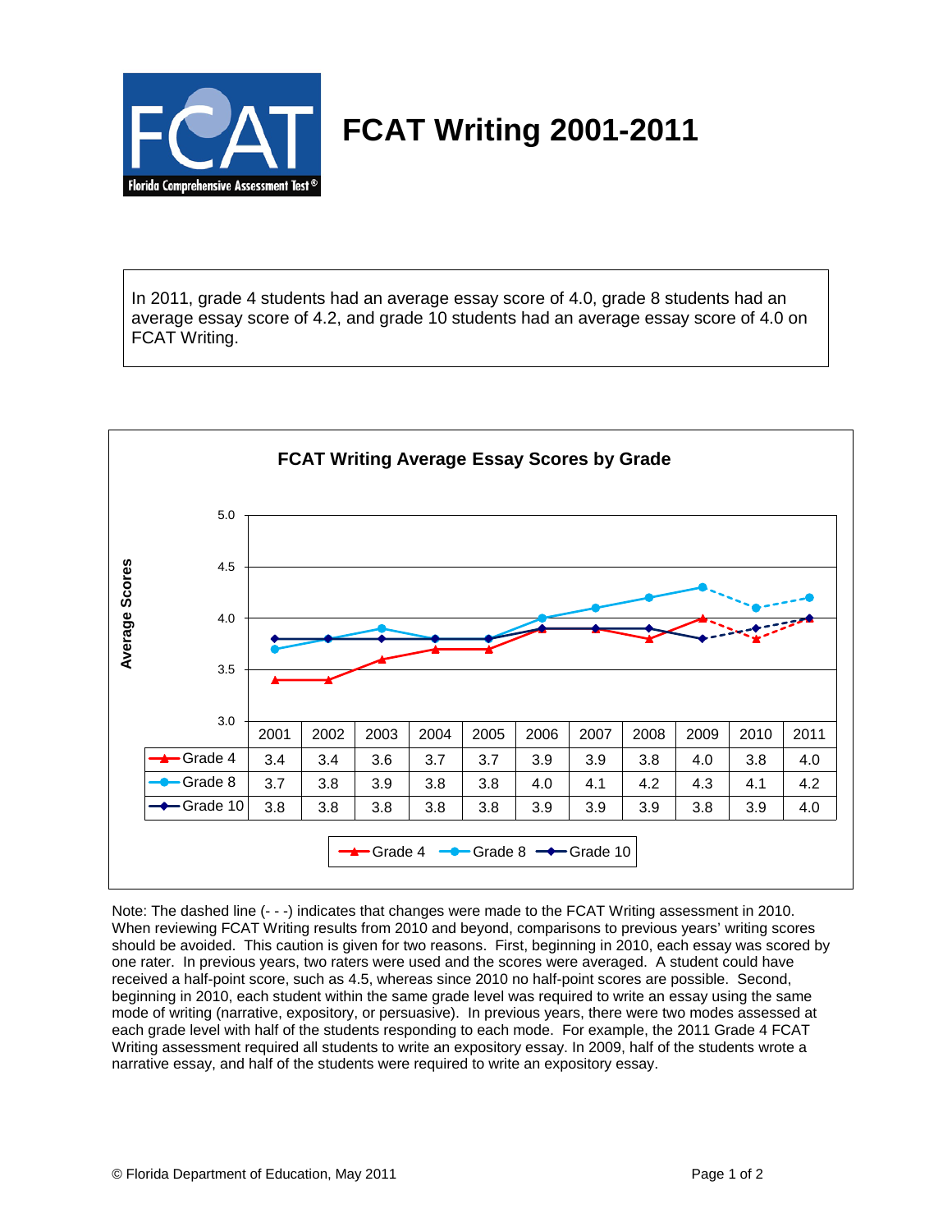# FCAT Writing 2001-2011

FCAT – Florida Comprehensive Assessment Test®

In 2011, grade 4 students had an average essay score of 4.0, grade 8 students had an average essay score of 4.2, and grade 10 students had an average essay score of 4.0 on FCAT Writing.

**FCAT Writing Average Essay Scores by Grade**

| | 2001 | 2002 | 2003 | 2004 | 2005 | 2006 | 2007 | 2008 | 2009 | 2010 | 2011 |
|---|---|---|---|---|---|---|---|---|---|---|---|
| Grade 4 | 3.4 | 3.4 | 3.6 | 3.7 | 3.7 | 3.9 | 3.9 | 3.8 | 4.0 | 3.8 | 4.0 |
| Grade 8 | 3.7 | 3.8 | 3.9 | 3.8 | 3.8 | 4.0 | 4.1 | 4.2 | 4.3 | 4.1 | 4.2 |
| Grade 10 | 3.8 | 3.8 | 3.8 | 3.8 | 3.8 | 3.9 | 3.9 | 3.9 | 3.8 | 3.9 | 4.0 |

Note: The dashed line (- - -) indicates that changes were made to the FCAT Writing assessment in 2010. When reviewing FCAT Writing results from 2010 and beyond, comparisons to previous years' writing scores should be avoided. This caution is given for two reasons. First, beginning in 2010, each essay was scored by one rater. In previous years, two raters were used and the scores were averaged. A student could have received a half-point score, such as 4.5, whereas since 2010 no half-point scores are possible. Second, beginning in 2010, each student within the same grade level was required to write an essay using the same mode of writing (narrative, expository, or persuasive). In previous years, there were two modes assessed at each grade level with half of the students responding to each mode. For example, the 2011 Grade 4 FCAT Writing assessment required all students to write an expository essay. In 2009, half of the students wrote a narrative essay, and half of the students were required to write an expository essay.

© Florida Department of Education, May 2011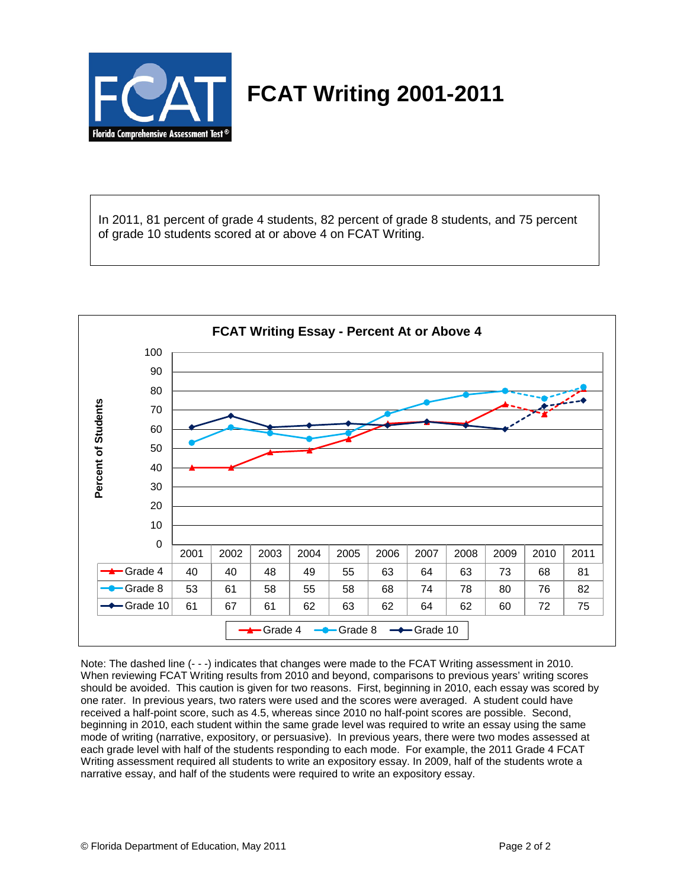FCAT
Florida Comprehensive Assessment Test®

# FCAT Writing 2001-2011

In 2011, 81 percent of grade 4 students, 82 percent of grade 8 students, and 75 percent of grade 10 students scored at or above 4 on FCAT Writing.

**FCAT Writing Essay - Percent At or Above 4**

Percent of Students

100
90
80
70
60
50
40
30
20
10
0

| | 2001 | 2002 | 2003 | 2004 | 2005 | 2006 | 2007 | 2008 | 2009 | 2010 | 2011 |
|---|---|---|---|---|---|---|---|---|---|---|---|
| Grade 4 | 40 | 40 | 48 | 49 | 55 | 63 | 64 | 63 | 73 | 68 | 81 |
| Grade 8 | 53 | 61 | 58 | 55 | 58 | 68 | 74 | 78 | 80 | 76 | 82 |
| Grade 10 | 61 | 67 | 61 | 62 | 63 | 62 | 64 | 62 | 60 | 72 | 75 |

Grade 4 Grade 8 Grade 10

Note: The dashed line (- - -) indicates that changes were made to the FCAT Writing assessment in 2010. When reviewing FCAT Writing results from 2010 and beyond, comparisons to previous years' writing scores should be avoided. This caution is given for two reasons. First, beginning in 2010, each essay was scored by one rater. In previous years, two raters were used and the scores were averaged. A student could have received a half-point score, such as 4.5, whereas since 2010 no half-point scores are possible. Second, beginning in 2010, each student within the same grade level was required to write an essay using the same mode of writing (narrative, expository, or persuasive). In previous years, there were two modes assessed at each grade level with half of the students responding to each mode. For example, the 2011 Grade 4 FCAT Writing assessment required all students to write an expository essay. In 2009, half of the students wrote a narrative essay, and half of the students were required to write an expository essay.